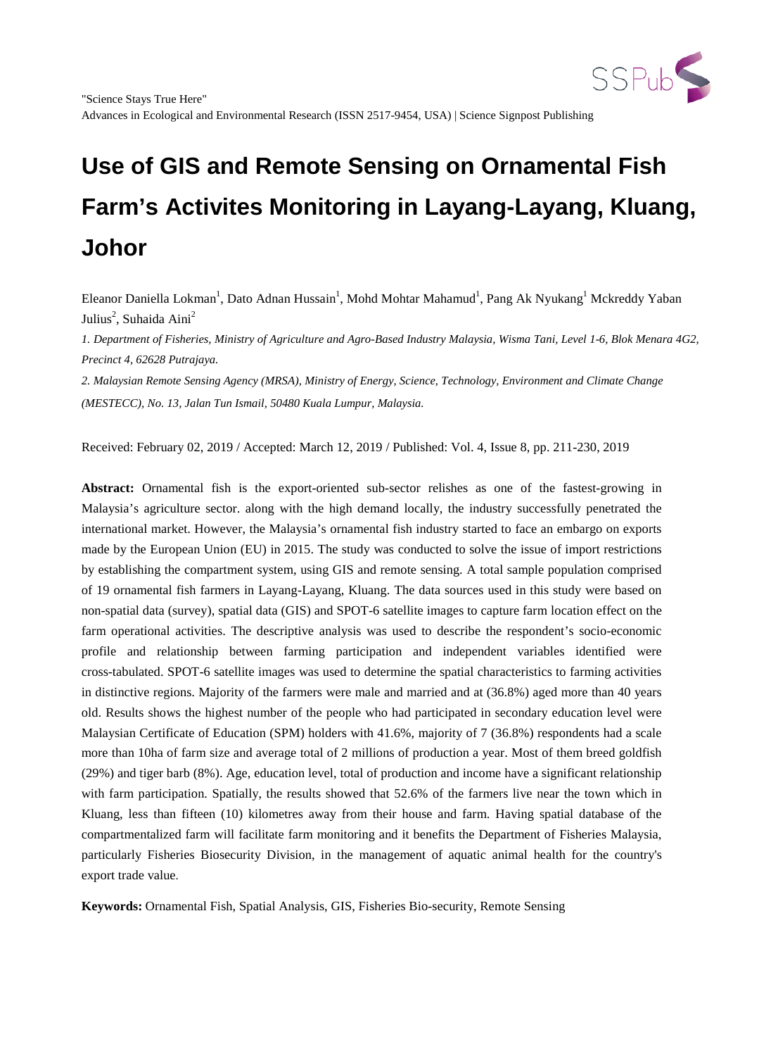"Science Stays True Here"
Advances in Ecological and Environmental Research (ISSN 2517-9454, USA) | Science Signpost Publishing

# Use of GIS and Remote Sensing on Ornamental Fish Farm's Activites Monitoring in Layang-Layang, Kluang, Johor

Eleanor Daniella Lokman[1], Dato Adnan Hussain[1], Mohd Mohtar Mahamud[1], Pang Ak Nyukang[1] Mckreddy Yaban Julius[2], Suhaida Aini[2]

*1. Department of Fisheries, Ministry of Agriculture and Agro-Based Industry Malaysia, Wisma Tani, Level 1-6, Blok Menara 4G2, Precinct 4, 62628 Putrajaya.*

*2. Malaysian Remote Sensing Agency (MRSA), Ministry of Energy, Science, Technology, Environment and Climate Change (MESTECC), No. 13, Jalan Tun Ismail, 50480 Kuala Lumpur, Malaysia.*

Received: February 02, 2019 / Accepted: March 12, 2019 / Published: Vol. 4, Issue 8, pp. 211-230, 2019

**Abstract:** Ornamental fish is the export-oriented sub-sector relishes as one of the fastest-growing in Malaysia's agriculture sector. along with the high demand locally, the industry successfully penetrated the international market. However, the Malaysia's ornamental fish industry started to face an embargo on exports made by the European Union (EU) in 2015. The study was conducted to solve the issue of import restrictions by establishing the compartment system, using GIS and remote sensing. A total sample population comprised of 19 ornamental fish farmers in Layang-Layang, Kluang. The data sources used in this study were based on non-spatial data (survey), spatial data (GIS) and SPOT-6 satellite images to capture farm location effect on the farm operational activities. The descriptive analysis was used to describe the respondent's socio-economic profile and relationship between farming participation and independent variables identified were cross-tabulated. SPOT-6 satellite images was used to determine the spatial characteristics to farming activities in distinctive regions. Majority of the farmers were male and married and at (36.8%) aged more than 40 years old. Results shows the highest number of the people who had participated in secondary education level were Malaysian Certificate of Education (SPM) holders with 41.6%, majority of 7 (36.8%) respondents had a scale more than 10ha of farm size and average total of 2 millions of production a year. Most of them breed goldfish (29%) and tiger barb (8%). Age, education level, total of production and income have a significant relationship with farm participation. Spatially, the results showed that 52.6% of the farmers live near the town which in Kluang, less than fifteen (10) kilometres away from their house and farm. Having spatial database of the compartmentalized farm will facilitate farm monitoring and it benefits the Department of Fisheries Malaysia, particularly Fisheries Biosecurity Division, in the management of aquatic animal health for the country's export trade value.

**Keywords:** Ornamental Fish, Spatial Analysis, GIS, Fisheries Bio-security, Remote Sensing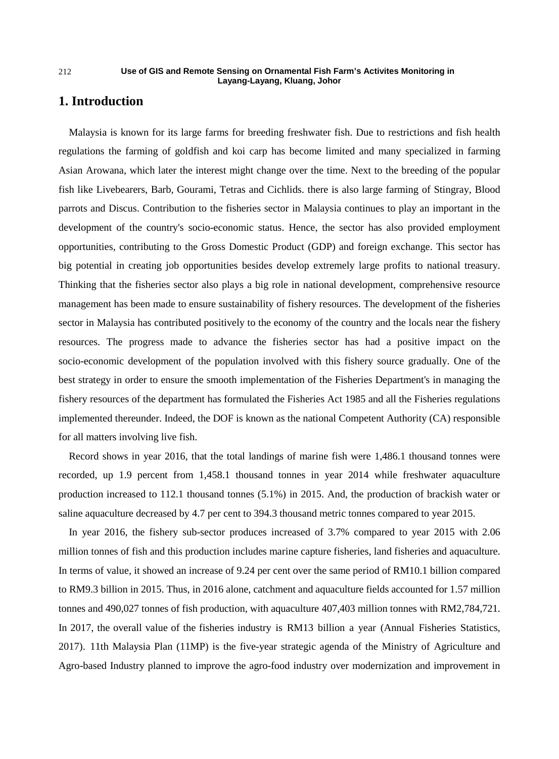# 1. Introduction

Malaysia is known for its large farms for breeding freshwater fish. Due to restrictions and fish health regulations the farming of goldfish and koi carp has become limited and many specialized in farming Asian Arowana, which later the interest might change over the time. Next to the breeding of the popular fish like Livebearers, Barb, Gourami, Tetras and Cichlids. there is also large farming of Stingray, Blood parrots and Discus. Contribution to the fisheries sector in Malaysia continues to play an important in the development of the country's socio-economic status. Hence, the sector has also provided employment opportunities, contributing to the Gross Domestic Product (GDP) and foreign exchange. This sector has big potential in creating job opportunities besides develop extremely large profits to national treasury. Thinking that the fisheries sector also plays a big role in national development, comprehensive resource management has been made to ensure sustainability of fishery resources. The development of the fisheries sector in Malaysia has contributed positively to the economy of the country and the locals near the fishery resources. The progress made to advance the fisheries sector has had a positive impact on the socio-economic development of the population involved with this fishery source gradually. One of the best strategy in order to ensure the smooth implementation of the Fisheries Department's in managing the fishery resources of the department has formulated the Fisheries Act 1985 and all the Fisheries regulations implemented thereunder. Indeed, the DOF is known as the national Competent Authority (CA) responsible for all matters involving live fish.

Record shows in year 2016, that the total landings of marine fish were 1,486.1 thousand tonnes were recorded, up 1.9 percent from 1,458.1 thousand tonnes in year 2014 while freshwater aquaculture production increased to 112.1 thousand tonnes (5.1%) in 2015. And, the production of brackish water or saline aquaculture decreased by 4.7 per cent to 394.3 thousand metric tonnes compared to year 2015.

In year 2016, the fishery sub-sector produces increased of 3.7% compared to year 2015 with 2.06 million tonnes of fish and this production includes marine capture fisheries, land fisheries and aquaculture. In terms of value, it showed an increase of 9.24 per cent over the same period of RM10.1 billion compared to RM9.3 billion in 2015. Thus, in 2016 alone, catchment and aquaculture fields accounted for 1.57 million tonnes and 490,027 tonnes of fish production, with aquaculture 407,403 million tonnes with RM2,784,721. In 2017, the overall value of the fisheries industry is RM13 billion a year (Annual Fisheries Statistics, 2017). 11th Malaysia Plan (11MP) is the five-year strategic agenda of the Ministry of Agriculture and Agro-based Industry planned to improve the agro-food industry over modernization and improvement in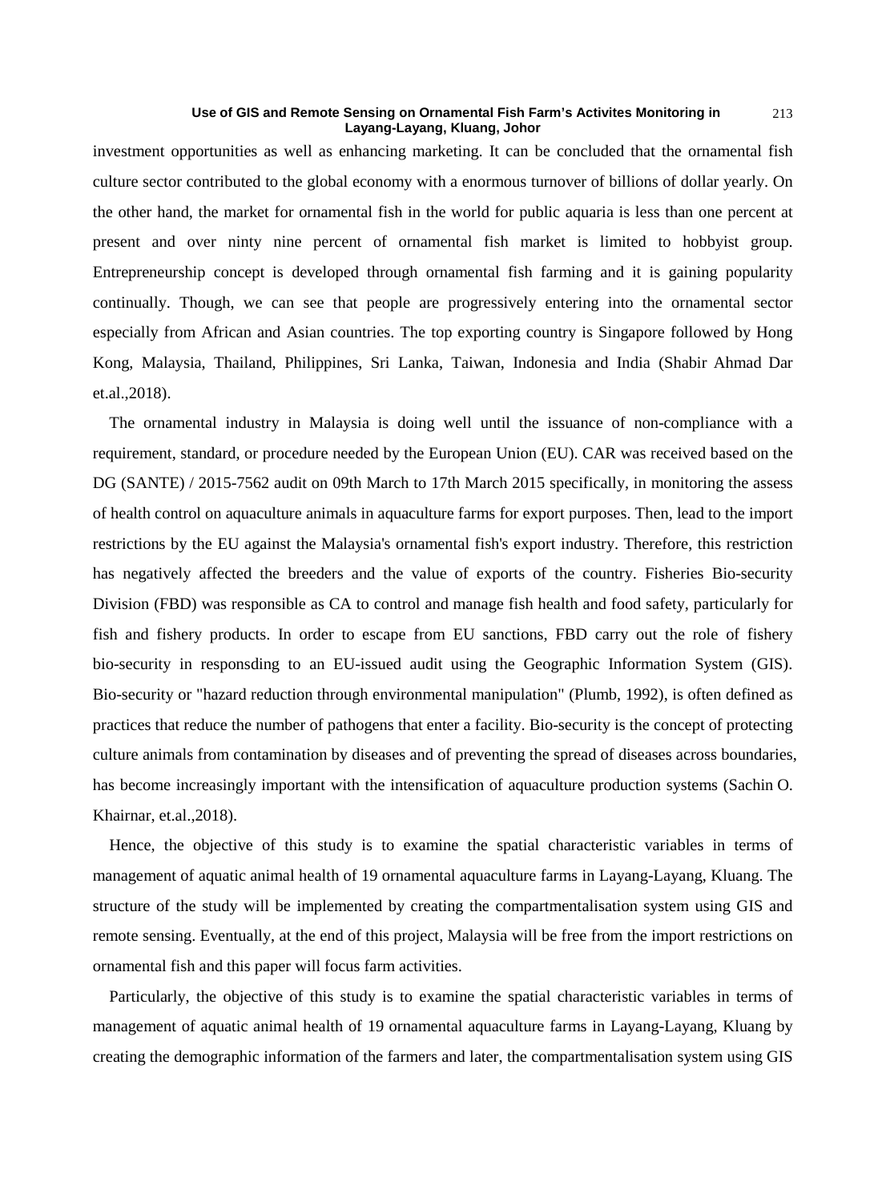investment opportunities as well as enhancing marketing. It can be concluded that the ornamental fish culture sector contributed to the global economy with a enormous turnover of billions of dollar yearly. On the other hand, the market for ornamental fish in the world for public aquaria is less than one percent at present and over ninty nine percent of ornamental fish market is limited to hobbyist group. Entrepreneurship concept is developed through ornamental fish farming and it is gaining popularity continually. Though, we can see that people are progressively entering into the ornamental sector especially from African and Asian countries. The top exporting country is Singapore followed by Hong Kong, Malaysia, Thailand, Philippines, Sri Lanka, Taiwan, Indonesia and India (Shabir Ahmad Dar et.al.,2018).

The ornamental industry in Malaysia is doing well until the issuance of non-compliance with a requirement, standard, or procedure needed by the European Union (EU). CAR was received based on the DG (SANTE) / 2015-7562 audit on 09th March to 17th March 2015 specifically, in monitoring the assess of health control on aquaculture animals in aquaculture farms for export purposes. Then, lead to the import restrictions by the EU against the Malaysia's ornamental fish's export industry. Therefore, this restriction has negatively affected the breeders and the value of exports of the country. Fisheries Bio-security Division (FBD) was responsible as CA to control and manage fish health and food safety, particularly for fish and fishery products. In order to escape from EU sanctions, FBD carry out the role of fishery bio-security in responsding to an EU-issued audit using the Geographic Information System (GIS). Bio-security or "hazard reduction through environmental manipulation" (Plumb, 1992), is often defined as practices that reduce the number of pathogens that enter a facility. Bio-security is the concept of protecting culture animals from contamination by diseases and of preventing the spread of diseases across boundaries, has become increasingly important with the intensification of aquaculture production systems (Sachin O. Khairnar, et.al.,2018).

Hence, the objective of this study is to examine the spatial characteristic variables in terms of management of aquatic animal health of 19 ornamental aquaculture farms in Layang-Layang, Kluang. The structure of the study will be implemented by creating the compartmentalisation system using GIS and remote sensing. Eventually, at the end of this project, Malaysia will be free from the import restrictions on ornamental fish and this paper will focus farm activities.

Particularly, the objective of this study is to examine the spatial characteristic variables in terms of management of aquatic animal health of 19 ornamental aquaculture farms in Layang-Layang, Kluang by creating the demographic information of the farmers and later, the compartmentalisation system using GIS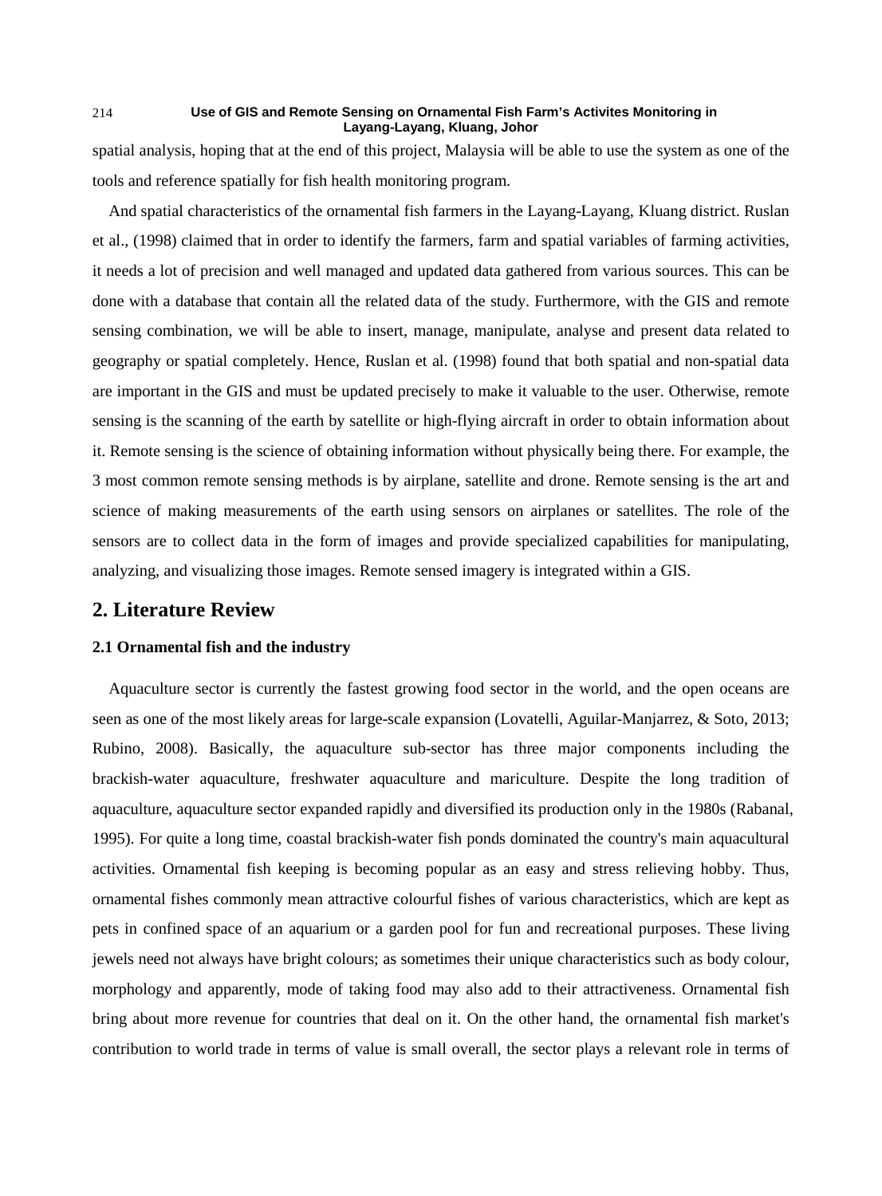spatial analysis, hoping that at the end of this project, Malaysia will be able to use the system as one of the tools and reference spatially for fish health monitoring program.

And spatial characteristics of the ornamental fish farmers in the Layang-Layang, Kluang district. Ruslan et al., (1998) claimed that in order to identify the farmers, farm and spatial variables of farming activities, it needs a lot of precision and well managed and updated data gathered from various sources. This can be done with a database that contain all the related data of the study. Furthermore, with the GIS and remote sensing combination, we will be able to insert, manage, manipulate, analyse and present data related to geography or spatial completely. Hence, Ruslan et al. (1998) found that both spatial and non-spatial data are important in the GIS and must be updated precisely to make it valuable to the user. Otherwise, remote sensing is the scanning of the earth by satellite or high-flying aircraft in order to obtain information about it. Remote sensing is the science of obtaining information without physically being there. For example, the 3 most common remote sensing methods is by airplane, satellite and drone. Remote sensing is the art and science of making measurements of the earth using sensors on airplanes or satellites. The role of the sensors are to collect data in the form of images and provide specialized capabilities for manipulating, analyzing, and visualizing those images. Remote sensed imagery is integrated within a GIS.

## 2. Literature Review

### 2.1 Ornamental fish and the industry

Aquaculture sector is currently the fastest growing food sector in the world, and the open oceans are seen as one of the most likely areas for large-scale expansion (Lovatelli, Aguilar-Manjarrez, & Soto, 2013; Rubino, 2008). Basically, the aquaculture sub-sector has three major components including the brackish-water aquaculture, freshwater aquaculture and mariculture. Despite the long tradition of aquaculture, aquaculture sector expanded rapidly and diversified its production only in the 1980s (Rabanal, 1995). For quite a long time, coastal brackish-water fish ponds dominated the country's main aquacultural activities. Ornamental fish keeping is becoming popular as an easy and stress relieving hobby. Thus, ornamental fishes commonly mean attractive colourful fishes of various characteristics, which are kept as pets in confined space of an aquarium or a garden pool for fun and recreational purposes. These living jewels need not always have bright colours; as sometimes their unique characteristics such as body colour, morphology and apparently, mode of taking food may also add to their attractiveness. Ornamental fish bring about more revenue for countries that deal on it. On the other hand, the ornamental fish market's contribution to world trade in terms of value is small overall, the sector plays a relevant role in terms of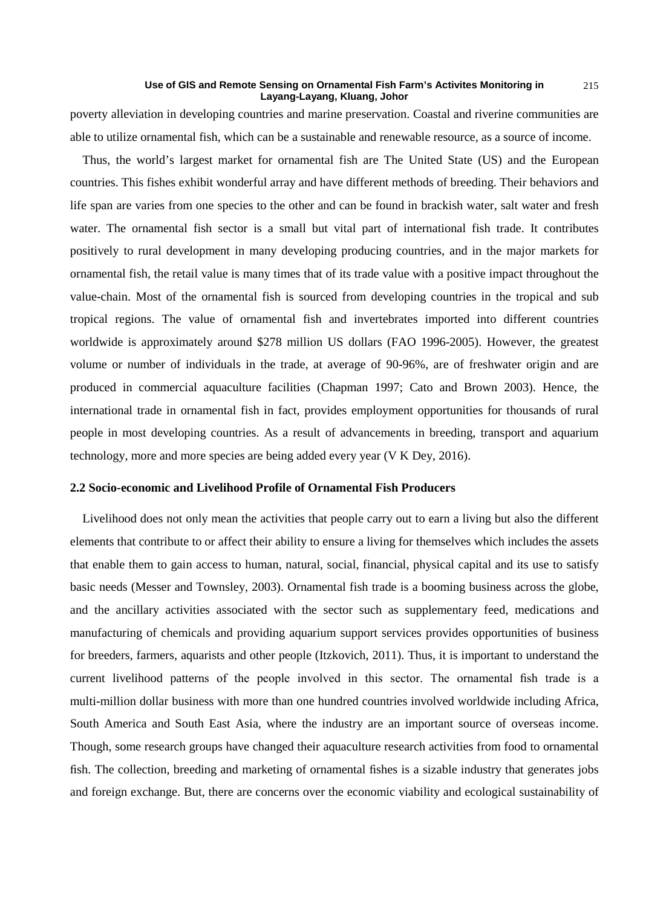poverty alleviation in developing countries and marine preservation. Coastal and riverine communities are able to utilize ornamental fish, which can be a sustainable and renewable resource, as a source of income.

Thus, the world's largest market for ornamental fish are The United State (US) and the European countries. This fishes exhibit wonderful array and have different methods of breeding. Their behaviors and life span are varies from one species to the other and can be found in brackish water, salt water and fresh water. The ornamental fish sector is a small but vital part of international fish trade. It contributes positively to rural development in many developing producing countries, and in the major markets for ornamental fish, the retail value is many times that of its trade value with a positive impact throughout the value-chain. Most of the ornamental fish is sourced from developing countries in the tropical and sub tropical regions. The value of ornamental fish and invertebrates imported into different countries worldwide is approximately around $278 million US dollars (FAO 1996-2005). However, the greatest volume or number of individuals in the trade, at average of 90-96%, are of freshwater origin and are produced in commercial aquaculture facilities (Chapman 1997; Cato and Brown 2003). Hence, the international trade in ornamental fish in fact, provides employment opportunities for thousands of rural people in most developing countries. As a result of advancements in breeding, transport and aquarium technology, more and more species are being added every year (V K Dey, 2016).

### 2.2 Socio-economic and Livelihood Profile of Ornamental Fish Producers

Livelihood does not only mean the activities that people carry out to earn a living but also the different elements that contribute to or affect their ability to ensure a living for themselves which includes the assets that enable them to gain access to human, natural, social, financial, physical capital and its use to satisfy basic needs (Messer and Townsley, 2003). Ornamental fish trade is a booming business across the globe, and the ancillary activities associated with the sector such as supplementary feed, medications and manufacturing of chemicals and providing aquarium support services provides opportunities of business for breeders, farmers, aquarists and other people (Itzkovich, 2011). Thus, it is important to understand the current livelihood patterns of the people involved in this sector. The ornamental fish trade is a multi-million dollar business with more than one hundred countries involved worldwide including Africa, South America and South East Asia, where the industry are an important source of overseas income. Though, some research groups have changed their aquaculture research activities from food to ornamental fish. The collection, breeding and marketing of ornamental fishes is a sizable industry that generates jobs and foreign exchange. But, there are concerns over the economic viability and ecological sustainability of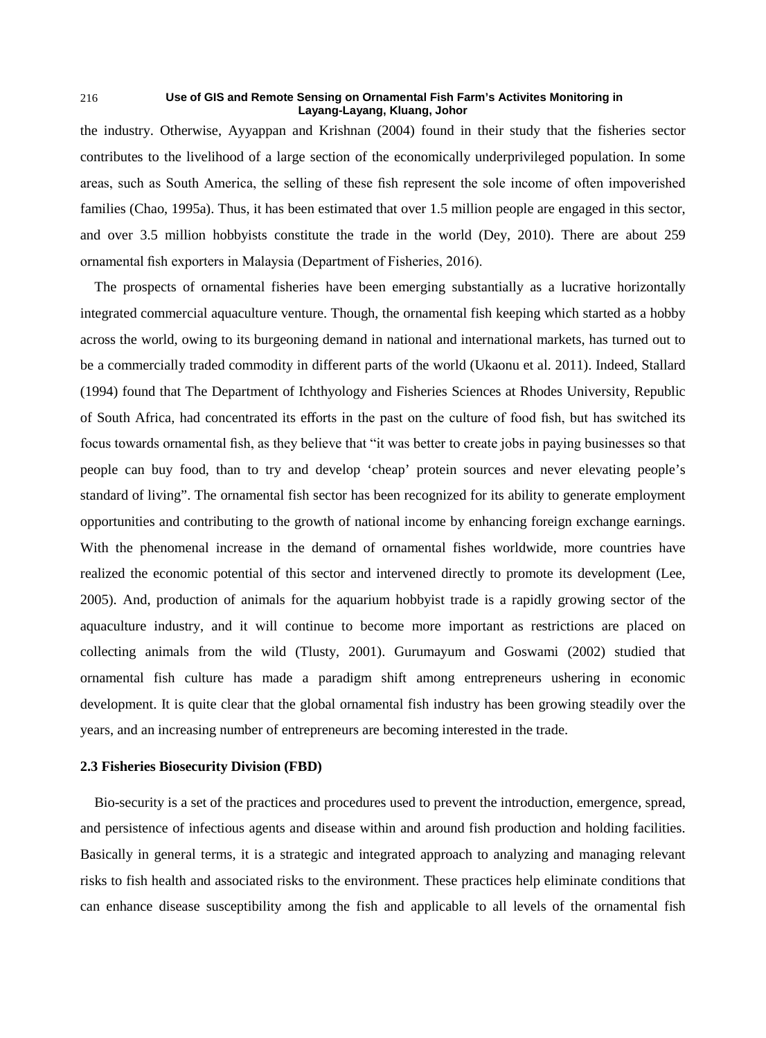the industry. Otherwise, Ayyappan and Krishnan (2004) found in their study that the fisheries sector contributes to the livelihood of a large section of the economically underprivileged population. In some areas, such as South America, the selling of these fish represent the sole income of often impoverished families (Chao, 1995a). Thus, it has been estimated that over 1.5 million people are engaged in this sector, and over 3.5 million hobbyists constitute the trade in the world (Dey, 2010). There are about 259 ornamental fish exporters in Malaysia (Department of Fisheries, 2016).

The prospects of ornamental fisheries have been emerging substantially as a lucrative horizontally integrated commercial aquaculture venture. Though, the ornamental fish keeping which started as a hobby across the world, owing to its burgeoning demand in national and international markets, has turned out to be a commercially traded commodity in different parts of the world (Ukaonu et al. 2011). Indeed, Stallard (1994) found that The Department of Ichthyology and Fisheries Sciences at Rhodes University, Republic of South Africa, had concentrated its efforts in the past on the culture of food fish, but has switched its focus towards ornamental fish, as they believe that "it was better to create jobs in paying businesses so that people can buy food, than to try and develop 'cheap' protein sources and never elevating people's standard of living". The ornamental fish sector has been recognized for its ability to generate employment opportunities and contributing to the growth of national income by enhancing foreign exchange earnings. With the phenomenal increase in the demand of ornamental fishes worldwide, more countries have realized the economic potential of this sector and intervened directly to promote its development (Lee, 2005). And, production of animals for the aquarium hobbyist trade is a rapidly growing sector of the aquaculture industry, and it will continue to become more important as restrictions are placed on collecting animals from the wild (Tlusty, 2001). Gurumayum and Goswami (2002) studied that ornamental fish culture has made a paradigm shift among entrepreneurs ushering in economic development. It is quite clear that the global ornamental fish industry has been growing steadily over the years, and an increasing number of entrepreneurs are becoming interested in the trade.

### 2.3 Fisheries Biosecurity Division (FBD)

Bio-security is a set of the practices and procedures used to prevent the introduction, emergence, spread, and persistence of infectious agents and disease within and around fish production and holding facilities. Basically in general terms, it is a strategic and integrated approach to analyzing and managing relevant risks to fish health and associated risks to the environment. These practices help eliminate conditions that can enhance disease susceptibility among the fish and applicable to all levels of the ornamental fish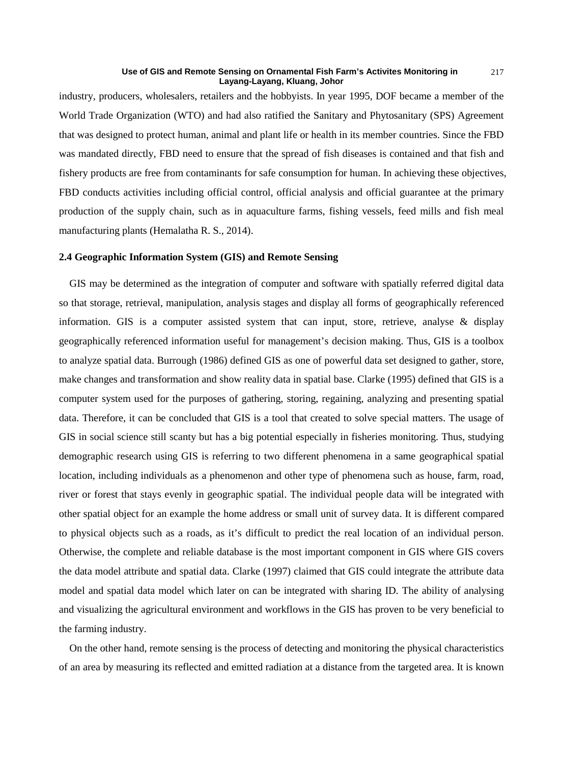industry, producers, wholesalers, retailers and the hobbyists. In year 1995, DOF became a member of the World Trade Organization (WTO) and had also ratified the Sanitary and Phytosanitary (SPS) Agreement that was designed to protect human, animal and plant life or health in its member countries. Since the FBD was mandated directly, FBD need to ensure that the spread of fish diseases is contained and that fish and fishery products are free from contaminants for safe consumption for human. In achieving these objectives, FBD conducts activities including official control, official analysis and official guarantee at the primary production of the supply chain, such as in aquaculture farms, fishing vessels, feed mills and fish meal manufacturing plants (Hemalatha R. S., 2014).

### 2.4 Geographic Information System (GIS) and Remote Sensing

GIS may be determined as the integration of computer and software with spatially referred digital data so that storage, retrieval, manipulation, analysis stages and display all forms of geographically referenced information. GIS is a computer assisted system that can input, store, retrieve, analyse & display geographically referenced information useful for management's decision making. Thus, GIS is a toolbox to analyze spatial data. Burrough (1986) defined GIS as one of powerful data set designed to gather, store, make changes and transformation and show reality data in spatial base. Clarke (1995) defined that GIS is a computer system used for the purposes of gathering, storing, regaining, analyzing and presenting spatial data. Therefore, it can be concluded that GIS is a tool that created to solve special matters. The usage of GIS in social science still scanty but has a big potential especially in fisheries monitoring. Thus, studying demographic research using GIS is referring to two different phenomena in a same geographical spatial location, including individuals as a phenomenon and other type of phenomena such as house, farm, road, river or forest that stays evenly in geographic spatial. The individual people data will be integrated with other spatial object for an example the home address or small unit of survey data. It is different compared to physical objects such as a roads, as it's difficult to predict the real location of an individual person. Otherwise, the complete and reliable database is the most important component in GIS where GIS covers the data model attribute and spatial data. Clarke (1997) claimed that GIS could integrate the attribute data model and spatial data model which later on can be integrated with sharing ID. The ability of analysing and visualizing the agricultural environment and workflows in the GIS has proven to be very beneficial to the farming industry.

On the other hand, remote sensing is the process of detecting and monitoring the physical characteristics of an area by measuring its reflected and emitted radiation at a distance from the targeted area. It is known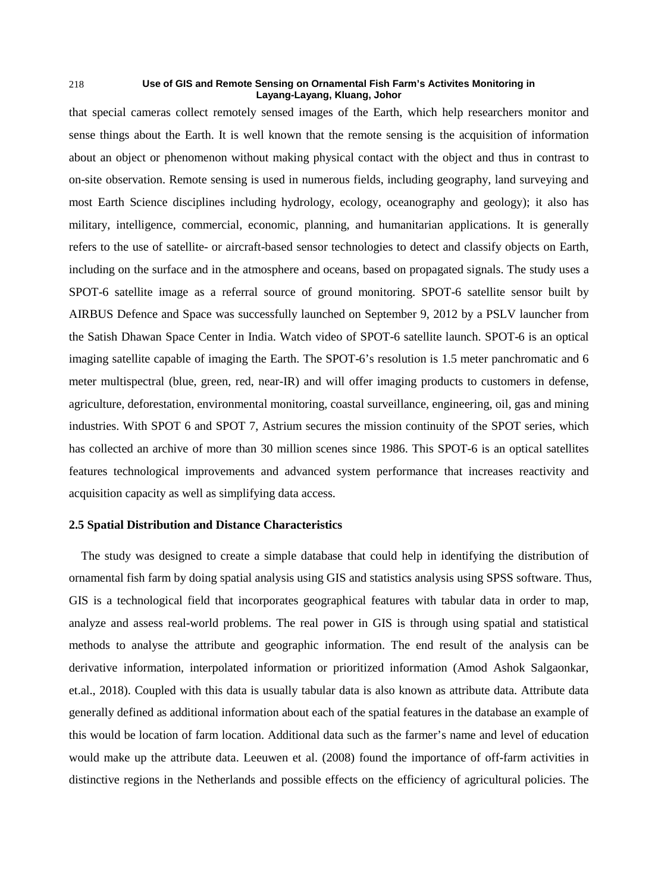that special cameras collect remotely sensed images of the Earth, which help researchers monitor and sense things about the Earth. It is well known that the remote sensing is the acquisition of information about an object or phenomenon without making physical contact with the object and thus in contrast to on-site observation. Remote sensing is used in numerous fields, including geography, land surveying and most Earth Science disciplines including hydrology, ecology, oceanography and geology); it also has military, intelligence, commercial, economic, planning, and humanitarian applications. It is generally refers to the use of satellite- or aircraft-based sensor technologies to detect and classify objects on Earth, including on the surface and in the atmosphere and oceans, based on propagated signals. The study uses a SPOT-6 satellite image as a referral source of ground monitoring. SPOT-6 satellite sensor built by AIRBUS Defence and Space was successfully launched on September 9, 2012 by a PSLV launcher from the Satish Dhawan Space Center in India. Watch video of SPOT-6 satellite launch. SPOT-6 is an optical imaging satellite capable of imaging the Earth. The SPOT-6's resolution is 1.5 meter panchromatic and 6 meter multispectral (blue, green, red, near-IR) and will offer imaging products to customers in defense, agriculture, deforestation, environmental monitoring, coastal surveillance, engineering, oil, gas and mining industries. With SPOT 6 and SPOT 7, Astrium secures the mission continuity of the SPOT series, which has collected an archive of more than 30 million scenes since 1986. This SPOT-6 is an optical satellites features technological improvements and advanced system performance that increases reactivity and acquisition capacity as well as simplifying data access.

### 2.5 Spatial Distribution and Distance Characteristics

The study was designed to create a simple database that could help in identifying the distribution of ornamental fish farm by doing spatial analysis using GIS and statistics analysis using SPSS software. Thus, GIS is a technological field that incorporates geographical features with tabular data in order to map, analyze and assess real-world problems. The real power in GIS is through using spatial and statistical methods to analyse the attribute and geographic information. The end result of the analysis can be derivative information, interpolated information or prioritized information (Amod Ashok Salgaonkar, et.al., 2018). Coupled with this data is usually tabular data is also known as attribute data. Attribute data generally defined as additional information about each of the spatial features in the database an example of this would be location of farm location. Additional data such as the farmer's name and level of education would make up the attribute data. Leeuwen et al. (2008) found the importance of off-farm activities in distinctive regions in the Netherlands and possible effects on the efficiency of agricultural policies. The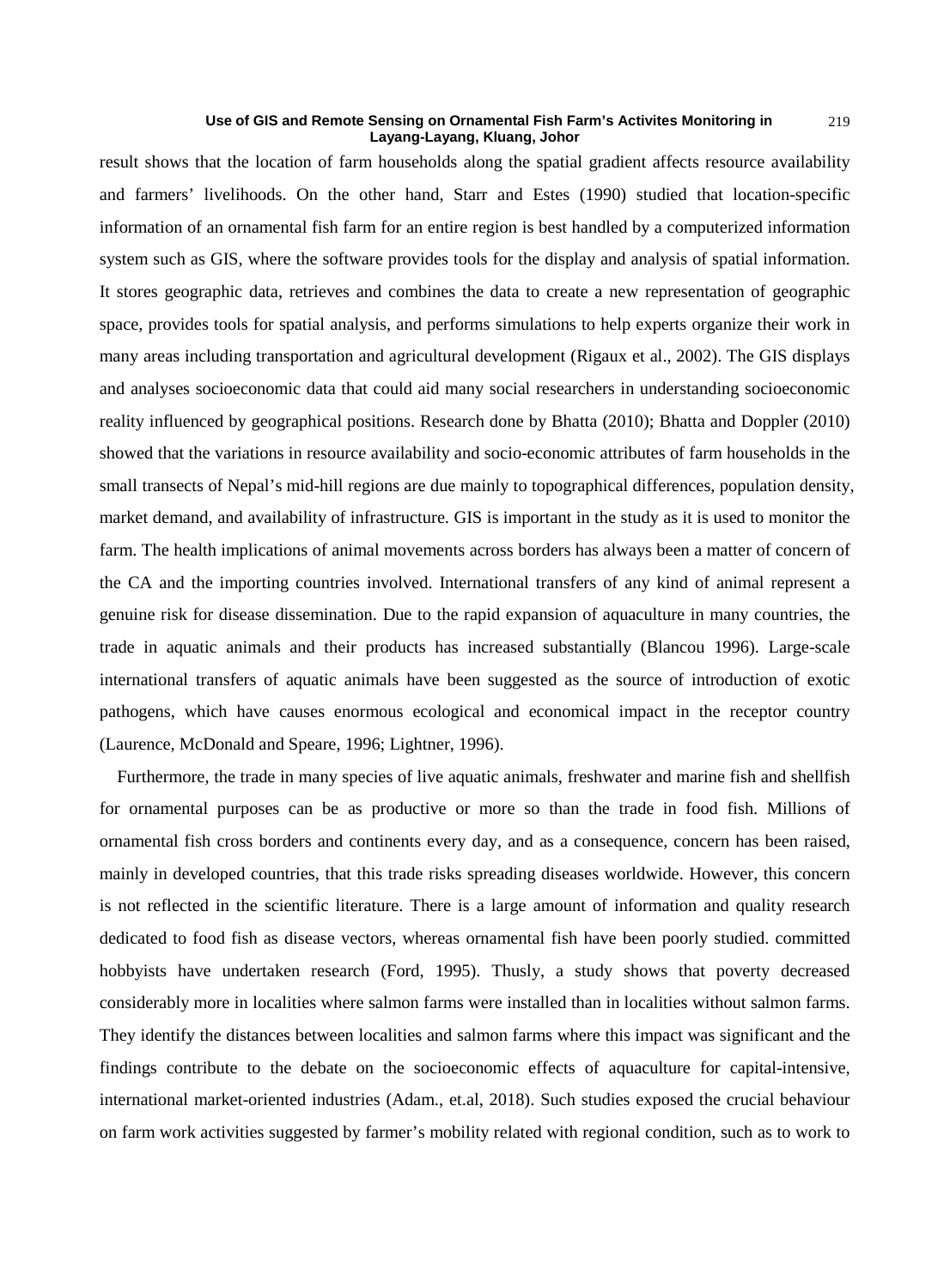result shows that the location of farm households along the spatial gradient affects resource availability and farmers' livelihoods. On the other hand, Starr and Estes (1990) studied that location-specific information of an ornamental fish farm for an entire region is best handled by a computerized information system such as GIS, where the software provides tools for the display and analysis of spatial information. It stores geographic data, retrieves and combines the data to create a new representation of geographic space, provides tools for spatial analysis, and performs simulations to help experts organize their work in many areas including transportation and agricultural development (Rigaux et al., 2002). The GIS displays and analyses socioeconomic data that could aid many social researchers in understanding socioeconomic reality influenced by geographical positions. Research done by Bhatta (2010); Bhatta and Doppler (2010) showed that the variations in resource availability and socio-economic attributes of farm households in the small transects of Nepal's mid-hill regions are due mainly to topographical differences, population density, market demand, and availability of infrastructure. GIS is important in the study as it is used to monitor the farm. The health implications of animal movements across borders has always been a matter of concern of the CA and the importing countries involved. International transfers of any kind of animal represent a genuine risk for disease dissemination. Due to the rapid expansion of aquaculture in many countries, the trade in aquatic animals and their products has increased substantially (Blancou 1996). Large-scale international transfers of aquatic animals have been suggested as the source of introduction of exotic pathogens, which have causes enormous ecological and economical impact in the receptor country (Laurence, McDonald and Speare, 1996; Lightner, 1996).

Furthermore, the trade in many species of live aquatic animals, freshwater and marine fish and shellfish for ornamental purposes can be as productive or more so than the trade in food fish. Millions of ornamental fish cross borders and continents every day, and as a consequence, concern has been raised, mainly in developed countries, that this trade risks spreading diseases worldwide. However, this concern is not reflected in the scientific literature. There is a large amount of information and quality research dedicated to food fish as disease vectors, whereas ornamental fish have been poorly studied. committed hobbyists have undertaken research (Ford, 1995). Thusly, a study shows that poverty decreased considerably more in localities where salmon farms were installed than in localities without salmon farms. They identify the distances between localities and salmon farms where this impact was significant and the findings contribute to the debate on the socioeconomic effects of aquaculture for capital-intensive, international market-oriented industries (Adam., et.al, 2018). Such studies exposed the crucial behaviour on farm work activities suggested by farmer's mobility related with regional condition, such as to work to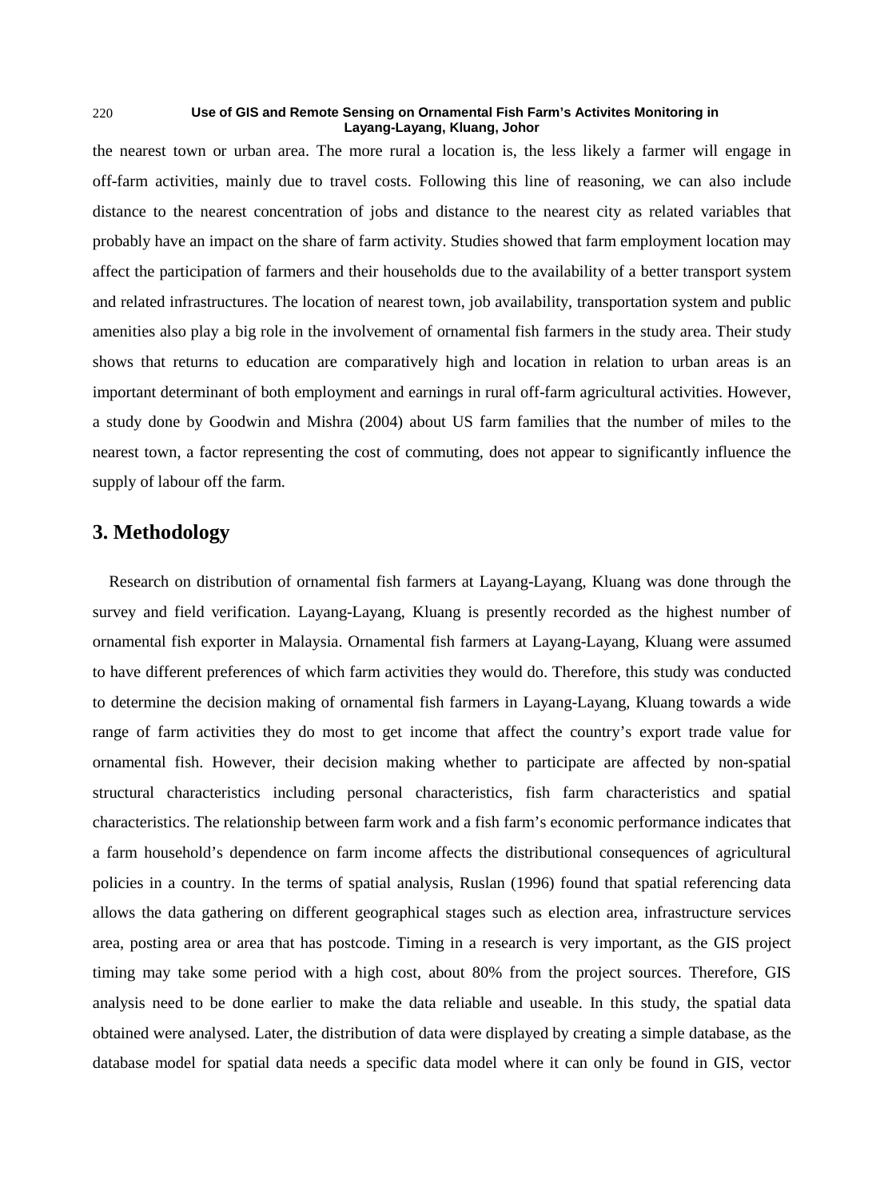the nearest town or urban area. The more rural a location is, the less likely a farmer will engage in off-farm activities, mainly due to travel costs. Following this line of reasoning, we can also include distance to the nearest concentration of jobs and distance to the nearest city as related variables that probably have an impact on the share of farm activity. Studies showed that farm employment location may affect the participation of farmers and their households due to the availability of a better transport system and related infrastructures. The location of nearest town, job availability, transportation system and public amenities also play a big role in the involvement of ornamental fish farmers in the study area. Their study shows that returns to education are comparatively high and location in relation to urban areas is an important determinant of both employment and earnings in rural off-farm agricultural activities. However, a study done by Goodwin and Mishra (2004) about US farm families that the number of miles to the nearest town, a factor representing the cost of commuting, does not appear to significantly influence the supply of labour off the farm.

## 3. Methodology

Research on distribution of ornamental fish farmers at Layang-Layang, Kluang was done through the survey and field verification. Layang-Layang, Kluang is presently recorded as the highest number of ornamental fish exporter in Malaysia. Ornamental fish farmers at Layang-Layang, Kluang were assumed to have different preferences of which farm activities they would do. Therefore, this study was conducted to determine the decision making of ornamental fish farmers in Layang-Layang, Kluang towards a wide range of farm activities they do most to get income that affect the country's export trade value for ornamental fish. However, their decision making whether to participate are affected by non-spatial structural characteristics including personal characteristics, fish farm characteristics and spatial characteristics. The relationship between farm work and a fish farm's economic performance indicates that a farm household's dependence on farm income affects the distributional consequences of agricultural policies in a country. In the terms of spatial analysis, Ruslan (1996) found that spatial referencing data allows the data gathering on different geographical stages such as election area, infrastructure services area, posting area or area that has postcode. Timing in a research is very important, as the GIS project timing may take some period with a high cost, about 80% from the project sources. Therefore, GIS analysis need to be done earlier to make the data reliable and useable. In this study, the spatial data obtained were analysed. Later, the distribution of data were displayed by creating a simple database, as the database model for spatial data needs a specific data model where it can only be found in GIS, vector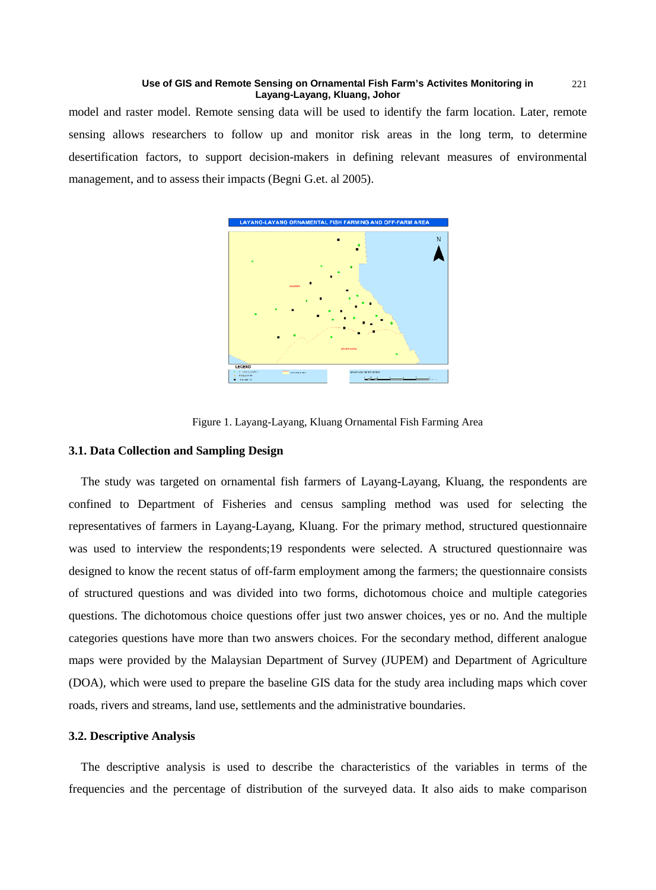model and raster model. Remote sensing data will be used to identify the farm location. Later, remote sensing allows researchers to follow up and monitor risk areas in the long term, to determine desertification factors, to support decision-makers in defining relevant measures of environmental management, and to assess their impacts (Begni G.et. al 2005).

Figure 1. Layang-Layang, Kluang Ornamental Fish Farming Area

### 3.1. Data Collection and Sampling Design

The study was targeted on ornamental fish farmers of Layang-Layang, Kluang, the respondents are confined to Department of Fisheries and census sampling method was used for selecting the representatives of farmers in Layang-Layang, Kluang. For the primary method, structured questionnaire was used to interview the respondents;19 respondents were selected. A structured questionnaire was designed to know the recent status of off-farm employment among the farmers; the questionnaire consists of structured questions and was divided into two forms, dichotomous choice and multiple categories questions. The dichotomous choice questions offer just two answer choices, yes or no. And the multiple categories questions have more than two answers choices. For the secondary method, different analogue maps were provided by the Malaysian Department of Survey (JUPEM) and Department of Agriculture (DOA), which were used to prepare the baseline GIS data for the study area including maps which cover roads, rivers and streams, land use, settlements and the administrative boundaries.

### 3.2. Descriptive Analysis

The descriptive analysis is used to describe the characteristics of the variables in terms of the frequencies and the percentage of distribution of the surveyed data. It also aids to make comparison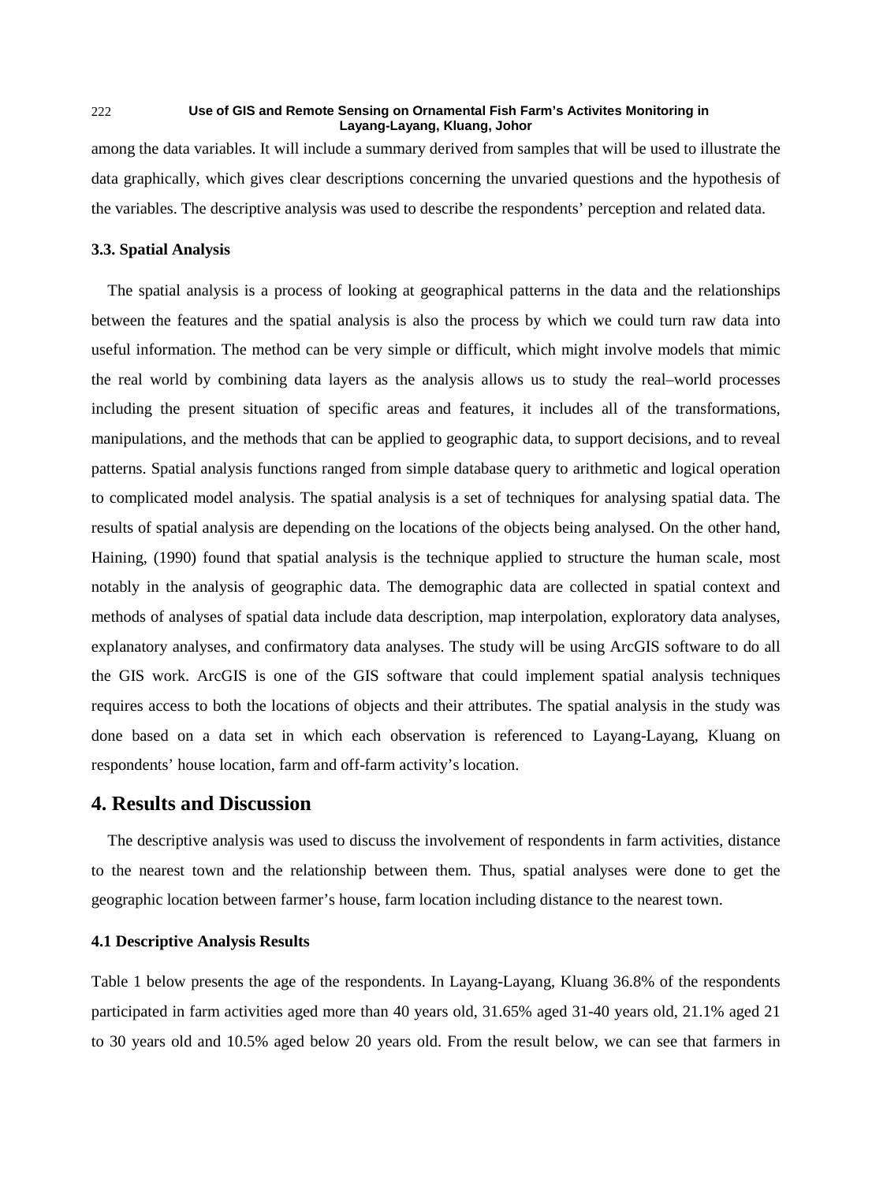among the data variables. It will include a summary derived from samples that will be used to illustrate the data graphically, which gives clear descriptions concerning the unvaried questions and the hypothesis of the variables. The descriptive analysis was used to describe the respondents' perception and related data.

### 3.3. Spatial Analysis

The spatial analysis is a process of looking at geographical patterns in the data and the relationships between the features and the spatial analysis is also the process by which we could turn raw data into useful information. The method can be very simple or difficult, which might involve models that mimic the real world by combining data layers as the analysis allows us to study the real–world processes including the present situation of specific areas and features, it includes all of the transformations, manipulations, and the methods that can be applied to geographic data, to support decisions, and to reveal patterns. Spatial analysis functions ranged from simple database query to arithmetic and logical operation to complicated model analysis. The spatial analysis is a set of techniques for analysing spatial data. The results of spatial analysis are depending on the locations of the objects being analysed. On the other hand, Haining, (1990) found that spatial analysis is the technique applied to structure the human scale, most notably in the analysis of geographic data. The demographic data are collected in spatial context and methods of analyses of spatial data include data description, map interpolation, exploratory data analyses, explanatory analyses, and confirmatory data analyses. The study will be using ArcGIS software to do all the GIS work. ArcGIS is one of the GIS software that could implement spatial analysis techniques requires access to both the locations of objects and their attributes. The spatial analysis in the study was done based on a data set in which each observation is referenced to Layang-Layang, Kluang on respondents' house location, farm and off-farm activity's location.

## 4. Results and Discussion

The descriptive analysis was used to discuss the involvement of respondents in farm activities, distance to the nearest town and the relationship between them. Thus, spatial analyses were done to get the geographic location between farmer's house, farm location including distance to the nearest town.

### 4.1 Descriptive Analysis Results

Table 1 below presents the age of the respondents. In Layang-Layang, Kluang 36.8% of the respondents participated in farm activities aged more than 40 years old, 31.65% aged 31-40 years old, 21.1% aged 21 to 30 years old and 10.5% aged below 20 years old. From the result below, we can see that farmers in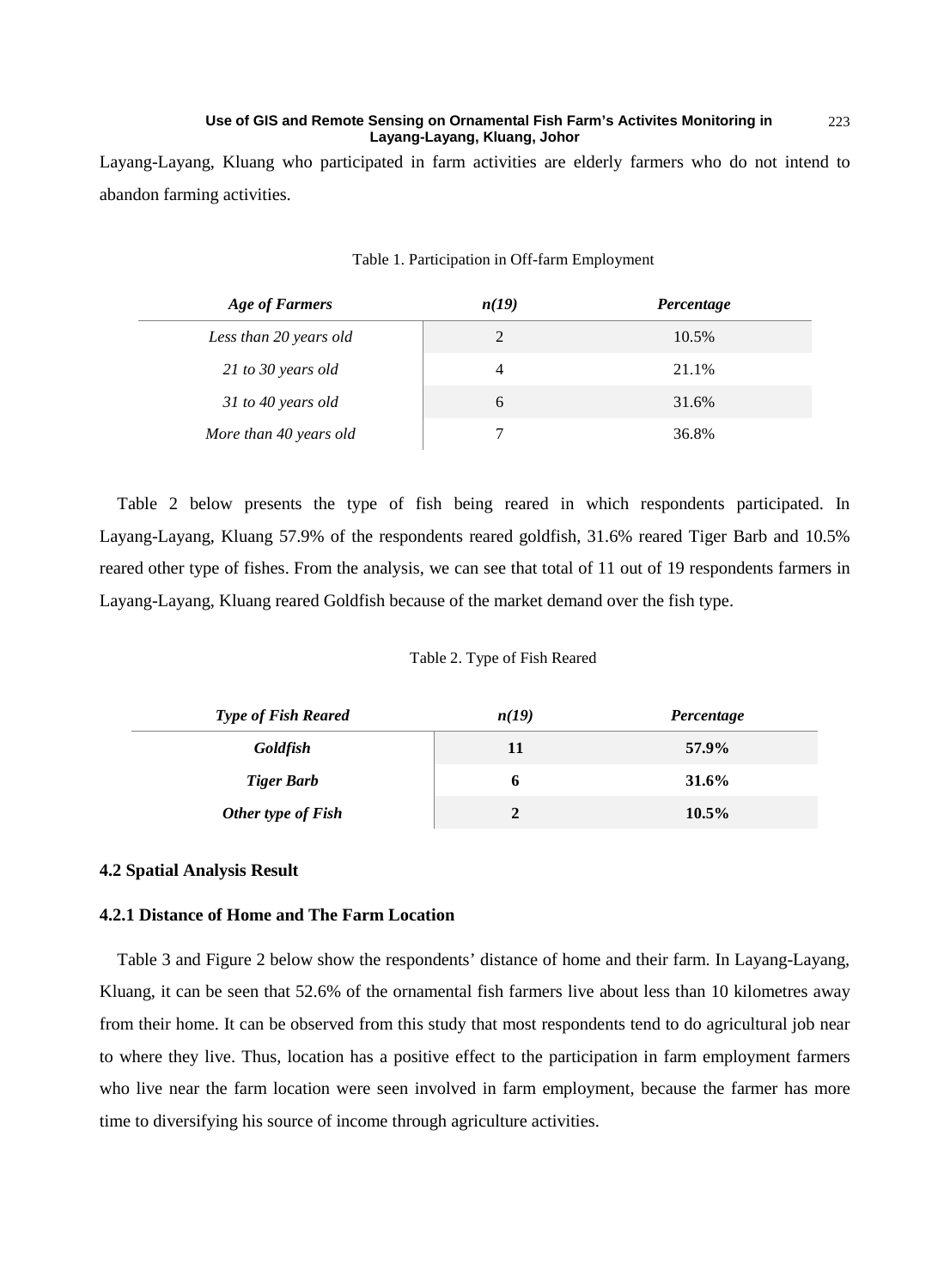Layang-Layang, Kluang who participated in farm activities are elderly farmers who do not intend to abandon farming activities.

Table 1. Participation in Off-farm Employment

| *Age of Farmers* | *n(19)* | *Percentage* |
| --- | --- | --- |
| *Less than 20 years old* | 2 | 10.5% |
| *21 to 30 years old* | 4 | 21.1% |
| *31 to 40 years old* | 6 | 31.6% |
| *More than 40 years old* | 7 | 36.8% |

Table 2 below presents the type of fish being reared in which respondents participated. In Layang-Layang, Kluang 57.9% of the respondents reared goldfish, 31.6% reared Tiger Barb and 10.5% reared other type of fishes. From the analysis, we can see that total of 11 out of 19 respondents farmers in Layang-Layang, Kluang reared Goldfish because of the market demand over the fish type.

Table 2. Type of Fish Reared

| *Type of Fish Reared* | *n(19)* | *Percentage* |
| --- | --- | --- |
| ***Goldfish*** | **11** | **57.9%** |
| ***Tiger Barb*** | **6** | **31.6%** |
| ***Other type of Fish*** | **2** | **10.5%** |

### 4.2 Spatial Analysis Result

#### 4.2.1 Distance of Home and The Farm Location

Table 3 and Figure 2 below show the respondents' distance of home and their farm. In Layang-Layang, Kluang, it can be seen that 52.6% of the ornamental fish farmers live about less than 10 kilometres away from their home. It can be observed from this study that most respondents tend to do agricultural job near to where they live. Thus, location has a positive effect to the participation in farm employment farmers who live near the farm location were seen involved in farm employment, because the farmer has more time to diversifying his source of income through agriculture activities.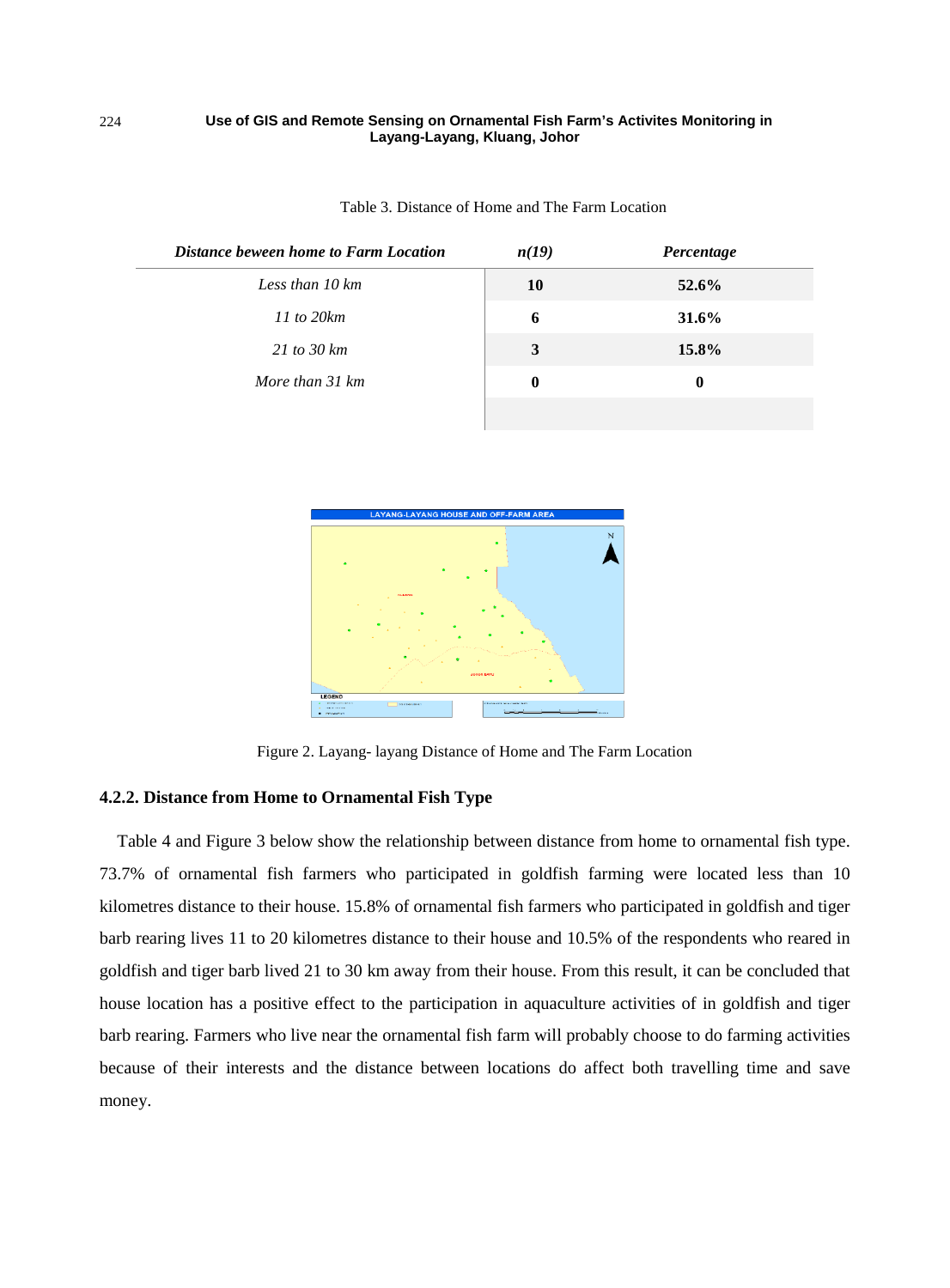Table 3. Distance of Home and The Farm Location

| *Distance beween home to Farm Location* | *n(19)* | *Percentage* |
|---|---|---|
| *Less than 10 km* | **10** | **52.6%** |
| *11 to 20km* | **6** | **31.6%** |
| *21 to 30 km* | **3** | **15.8%** |
| *More than 31 km* | **0** | **0** |

Figure 2. Layang- layang Distance of Home and The Farm Location

### 4.2.2. Distance from Home to Ornamental Fish Type

Table 4 and Figure 3 below show the relationship between distance from home to ornamental fish type. 73.7% of ornamental fish farmers who participated in goldfish farming were located less than 10 kilometres distance to their house. 15.8% of ornamental fish farmers who participated in goldfish and tiger barb rearing lives 11 to 20 kilometres distance to their house and 10.5% of the respondents who reared in goldfish and tiger barb lived 21 to 30 km away from their house. From this result, it can be concluded that house location has a positive effect to the participation in aquaculture activities of in goldfish and tiger barb rearing. Farmers who live near the ornamental fish farm will probably choose to do farming activities because of their interests and the distance between locations do affect both travelling time and save money.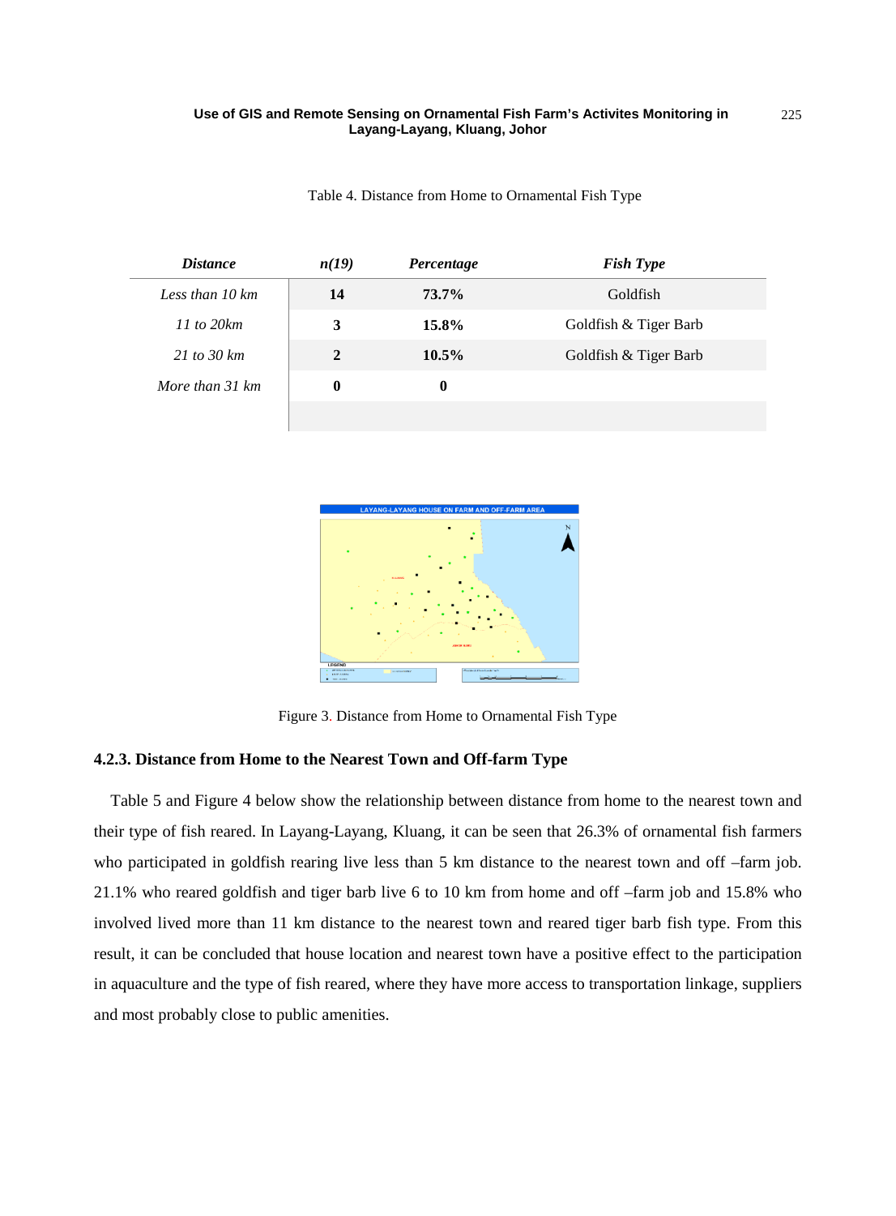Table 4. Distance from Home to Ornamental Fish Type

| *Distance* | *n(19)* | *Percentage* | *Fish Type* |
|---|---|---|---|
| *Less than 10 km* | **14** | **73.7%** | Goldfish |
| *11 to 20km* | **3** | **15.8%** | Goldfish & Tiger Barb |
| *21 to 30 km* | **2** | **10.5%** | Goldfish & Tiger Barb |
| *More than 31 km* | **0** | **0** | |

Figure 3. Distance from Home to Ornamental Fish Type

### 4.2.3. Distance from Home to the Nearest Town and Off-farm Type

Table 5 and Figure 4 below show the relationship between distance from home to the nearest town and their type of fish reared. In Layang-Layang, Kluang, it can be seen that 26.3% of ornamental fish farmers who participated in goldfish rearing live less than 5 km distance to the nearest town and off –farm job. 21.1% who reared goldfish and tiger barb live 6 to 10 km from home and off –farm job and 15.8% who involved lived more than 11 km distance to the nearest town and reared tiger barb fish type. From this result, it can be concluded that house location and nearest town have a positive effect to the participation in aquaculture and the type of fish reared, where they have more access to transportation linkage, suppliers and most probably close to public amenities.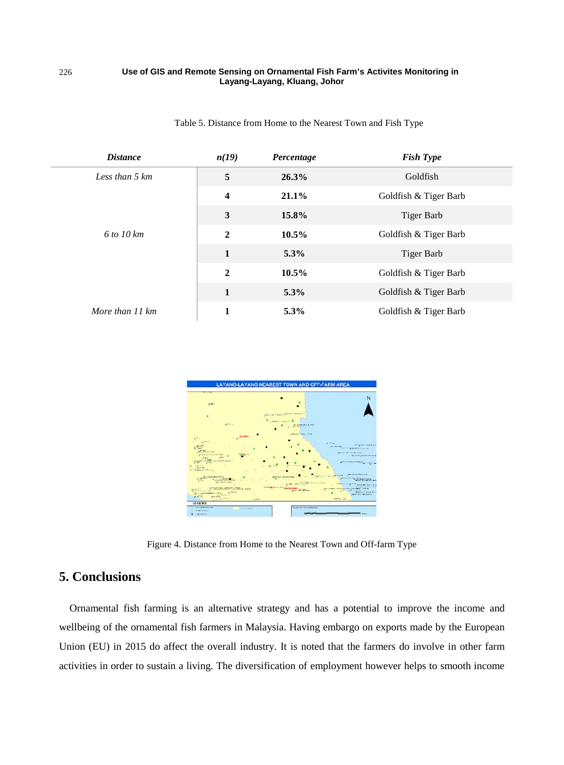Table 5. Distance from Home to the Nearest Town and Fish Type

| *Distance* | *n(19)* | *Percentage* | *Fish Type* |
|---|---|---|---|
| *Less than 5 km* | **5** | **26.3%** | Goldfish |
| | **4** | **21.1%** | Goldfish & Tiger Barb |
| | **3** | **15.8%** | Tiger Barb |
| *6 to 10 km* | **2** | **10.5%** | Goldfish & Tiger Barb |
| | **1** | **5.3%** | Tiger Barb |
| | **2** | **10.5%** | Goldfish & Tiger Barb |
| | **1** | **5.3%** | Goldfish & Tiger Barb |
| *More than 11 km* | **1** | **5.3%** | Goldfish & Tiger Barb |

Figure 4. Distance from Home to the Nearest Town and Off-farm Type

## 5. Conclusions

Ornamental fish farming is an alternative strategy and has a potential to improve the income and wellbeing of the ornamental fish farmers in Malaysia. Having embargo on exports made by the European Union (EU) in 2015 do affect the overall industry. It is noted that the farmers do involve in other farm activities in order to sustain a living. The diversification of employment however helps to smooth income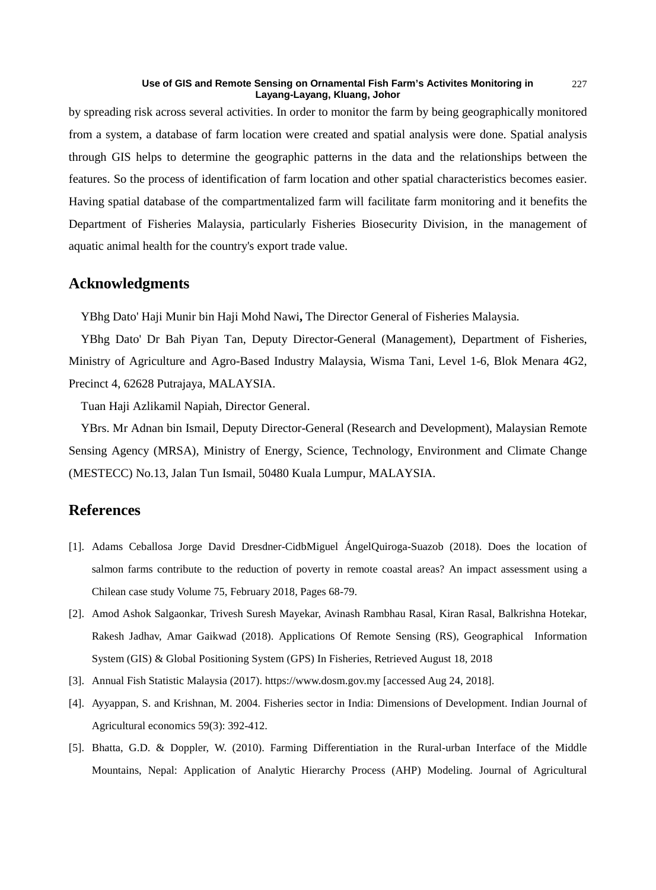by spreading risk across several activities. In order to monitor the farm by being geographically monitored from a system, a database of farm location were created and spatial analysis were done. Spatial analysis through GIS helps to determine the geographic patterns in the data and the relationships between the features. So the process of identification of farm location and other spatial characteristics becomes easier. Having spatial database of the compartmentalized farm will facilitate farm monitoring and it benefits the Department of Fisheries Malaysia, particularly Fisheries Biosecurity Division, in the management of aquatic animal health for the country's export trade value.

## Acknowledgments

YBhg Dato' Haji Munir bin Haji Mohd Nawi**,** The Director General of Fisheries Malaysia.

YBhg Dato' Dr Bah Piyan Tan, Deputy Director-General (Management), Department of Fisheries, Ministry of Agriculture and Agro-Based Industry Malaysia, Wisma Tani, Level 1-6, Blok Menara 4G2, Precinct 4, 62628 Putrajaya, MALAYSIA.

Tuan Haji Azlikamil Napiah, Director General.

YBrs. Mr Adnan bin Ismail, Deputy Director-General (Research and Development), Malaysian Remote Sensing Agency (MRSA), Ministry of Energy, Science, Technology, Environment and Climate Change (MESTECC) No.13, Jalan Tun Ismail, 50480 Kuala Lumpur, MALAYSIA.

## References

[1]. Adams Ceballosa Jorge David Dresdner-CidbMiguel ÁngelQuiroga-Suazob (2018). Does the location of salmon farms contribute to the reduction of poverty in remote coastal areas? An impact assessment using a Chilean case study Volume 75, February 2018, Pages 68-79.

[2]. Amod Ashok Salgaonkar, Trivesh Suresh Mayekar, Avinash Rambhau Rasal, Kiran Rasal, Balkrishna Hotekar, Rakesh Jadhav, Amar Gaikwad (2018). Applications Of Remote Sensing (RS), Geographical Information System (GIS) & Global Positioning System (GPS) In Fisheries, Retrieved August 18, 2018

[3]. Annual Fish Statistic Malaysia (2017). https://www.dosm.gov.my [accessed Aug 24, 2018].

[4]. Ayyappan, S. and Krishnan, M. 2004. Fisheries sector in India: Dimensions of Development. Indian Journal of Agricultural economics 59(3): 392-412.

[5]. Bhatta, G.D. & Doppler, W. (2010). Farming Differentiation in the Rural-urban Interface of the Middle Mountains, Nepal: Application of Analytic Hierarchy Process (AHP) Modeling. Journal of Agricultural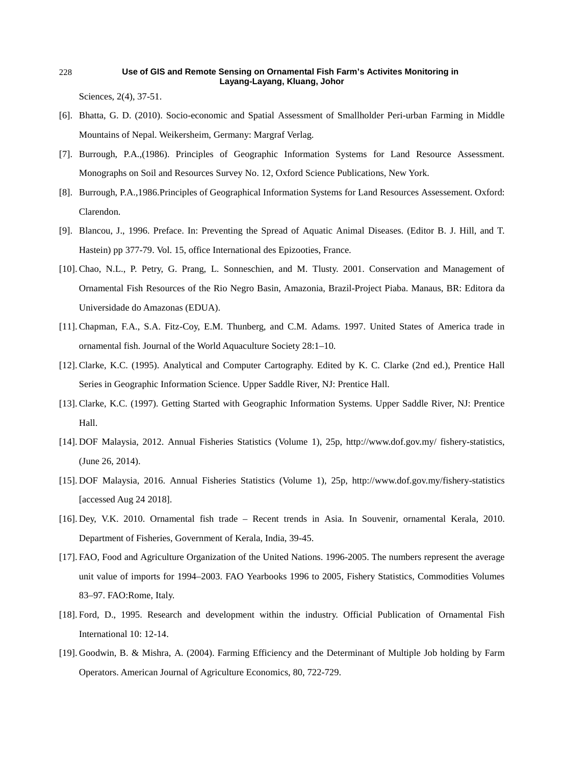Sciences, 2(4), 37-51.

[6]. Bhatta, G. D. (2010). Socio-economic and Spatial Assessment of Smallholder Peri-urban Farming in Middle Mountains of Nepal. Weikersheim, Germany: Margraf Verlag.

[7]. Burrough, P.A.,(1986). Principles of Geographic Information Systems for Land Resource Assessment. Monographs on Soil and Resources Survey No. 12, Oxford Science Publications, New York.

[8]. Burrough, P.A.,1986.Principles of Geographical Information Systems for Land Resources Assessement. Oxford: Clarendon.

[9]. Blancou, J., 1996. Preface. In: Preventing the Spread of Aquatic Animal Diseases. (Editor B. J. Hill, and T. Hastein) pp 377-79. Vol. 15, office International des Epizooties, France.

[10]. Chao, N.L., P. Petry, G. Prang, L. Sonneschien, and M. Tlusty. 2001. Conservation and Management of Ornamental Fish Resources of the Rio Negro Basin, Amazonia, Brazil-Project Piaba. Manaus, BR: Editora da Universidade do Amazonas (EDUA).

[11]. Chapman, F.A., S.A. Fitz-Coy, E.M. Thunberg, and C.M. Adams. 1997. United States of America trade in ornamental fish. Journal of the World Aquaculture Society 28:1–10.

[12]. Clarke, K.C. (1995). Analytical and Computer Cartography. Edited by K. C. Clarke (2nd ed.), Prentice Hall Series in Geographic Information Science. Upper Saddle River, NJ: Prentice Hall.

[13]. Clarke, K.C. (1997). Getting Started with Geographic Information Systems. Upper Saddle River, NJ: Prentice Hall.

[14]. DOF Malaysia, 2012. Annual Fisheries Statistics (Volume 1), 25p, http://www.dof.gov.my/ fishery-statistics, (June 26, 2014).

[15]. DOF Malaysia, 2016. Annual Fisheries Statistics (Volume 1), 25p, http://www.dof.gov.my/fishery-statistics [accessed Aug 24 2018].

[16]. Dey, V.K. 2010. Ornamental fish trade – Recent trends in Asia. In Souvenir, ornamental Kerala, 2010. Department of Fisheries, Government of Kerala, India, 39-45.

[17]. FAO, Food and Agriculture Organization of the United Nations. 1996-2005. The numbers represent the average unit value of imports for 1994–2003. FAO Yearbooks 1996 to 2005, Fishery Statistics, Commodities Volumes 83–97. FAO:Rome, Italy.

[18]. Ford, D., 1995. Research and development within the industry. Official Publication of Ornamental Fish International 10: 12-14.

[19]. Goodwin, B. & Mishra, A. (2004). Farming Efficiency and the Determinant of Multiple Job holding by Farm Operators. American Journal of Agriculture Economics, 80, 722-729.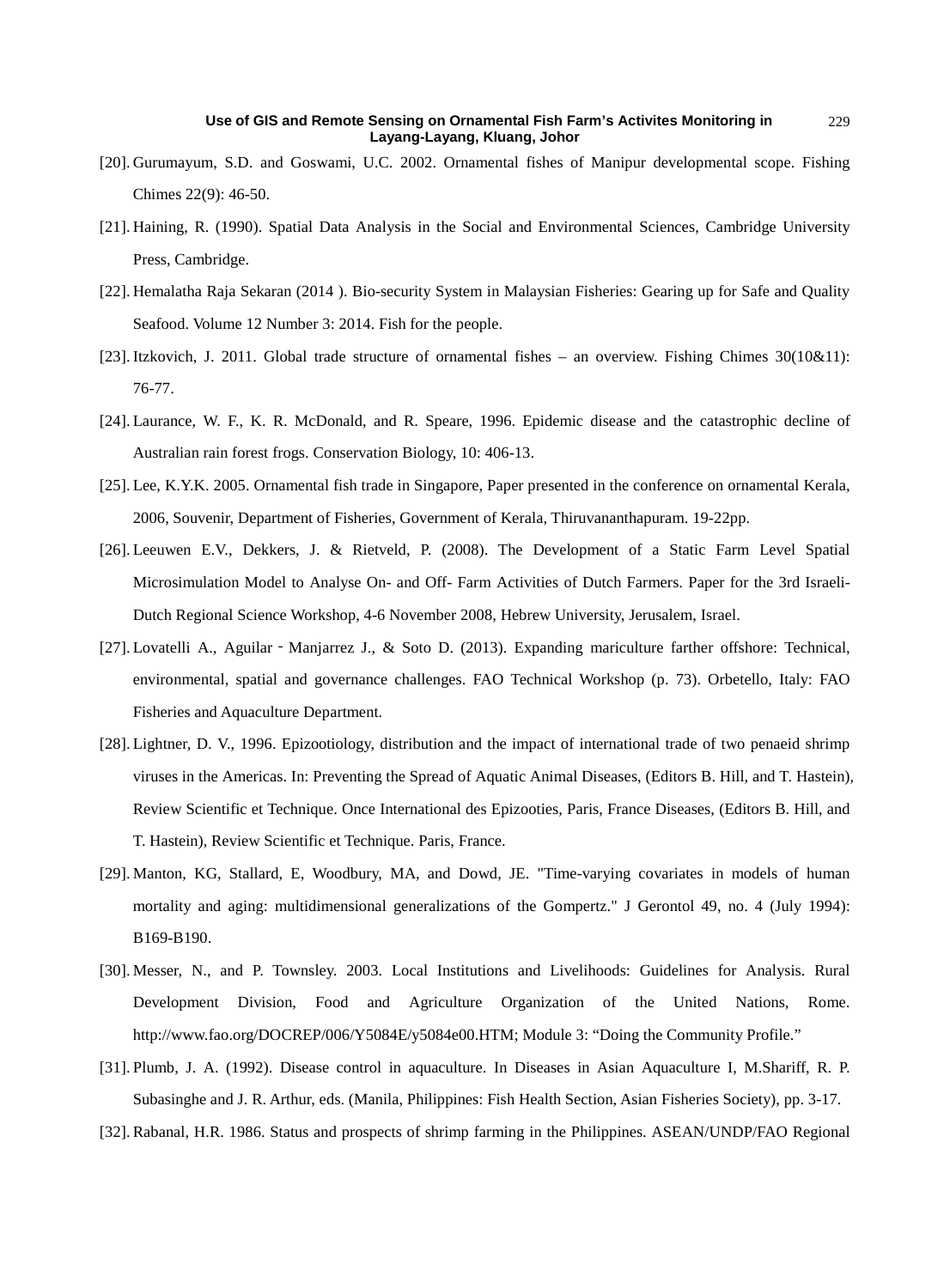[20]. Gurumayum, S.D. and Goswami, U.C. 2002. Ornamental fishes of Manipur developmental scope. Fishing Chimes 22(9): 46-50.

[21]. Haining, R. (1990). Spatial Data Analysis in the Social and Environmental Sciences, Cambridge University Press, Cambridge.

[22]. Hemalatha Raja Sekaran (2014 ). Bio-security System in Malaysian Fisheries: Gearing up for Safe and Quality Seafood. Volume 12 Number 3: 2014. Fish for the people.

[23]. Itzkovich, J. 2011. Global trade structure of ornamental fishes – an overview. Fishing Chimes 30(10&11): 76-77.

[24]. Laurance, W. F., K. R. McDonald, and R. Speare, 1996. Epidemic disease and the catastrophic decline of Australian rain forest frogs. Conservation Biology, 10: 406-13.

[25]. Lee, K.Y.K. 2005. Ornamental fish trade in Singapore, Paper presented in the conference on ornamental Kerala, 2006, Souvenir, Department of Fisheries, Government of Kerala, Thiruvananthapuram. 19-22pp.

[26]. Leeuwen E.V., Dekkers, J. & Rietveld, P. (2008). The Development of a Static Farm Level Spatial Microsimulation Model to Analyse On- and Off- Farm Activities of Dutch Farmers. Paper for the 3rd Israeli-Dutch Regional Science Workshop, 4-6 November 2008, Hebrew University, Jerusalem, Israel.

[27]. Lovatelli A., Aguilar‐Manjarrez J., & Soto D. (2013). Expanding mariculture farther offshore: Technical, environmental, spatial and governance challenges. FAO Technical Workshop (p. 73). Orbetello, Italy: FAO Fisheries and Aquaculture Department.

[28]. Lightner, D. V., 1996. Epizootiology, distribution and the impact of international trade of two penaeid shrimp viruses in the Americas. In: Preventing the Spread of Aquatic Animal Diseases, (Editors B. Hill, and T. Hastein), Review Scientific et Technique. Once International des Epizooties, Paris, France Diseases, (Editors B. Hill, and T. Hastein), Review Scientific et Technique. Paris, France.

[29]. Manton, KG, Stallard, E, Woodbury, MA, and Dowd, JE. "Time-varying covariates in models of human mortality and aging: multidimensional generalizations of the Gompertz." J Gerontol 49, no. 4 (July 1994): B169-B190.

[30]. Messer, N., and P. Townsley. 2003. Local Institutions and Livelihoods: Guidelines for Analysis. Rural Development Division, Food and Agriculture Organization of the United Nations, Rome. http://www.fao.org/DOCREP/006/Y5084E/y5084e00.HTM; Module 3: "Doing the Community Profile."

[31]. Plumb, J. A. (1992). Disease control in aquaculture. In Diseases in Asian Aquaculture I, M.Shariff, R. P. Subasinghe and J. R. Arthur, eds. (Manila, Philippines: Fish Health Section, Asian Fisheries Society), pp. 3-17.

[32]. Rabanal, H.R. 1986. Status and prospects of shrimp farming in the Philippines. ASEAN/UNDP/FAO Regional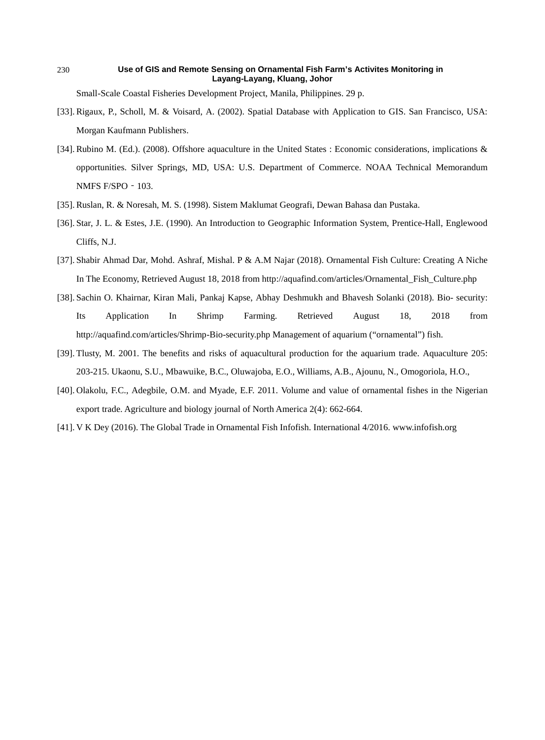Small-Scale Coastal Fisheries Development Project, Manila, Philippines. 29 p.

[33]. Rigaux, P., Scholl, M. & Voisard, A. (2002). Spatial Database with Application to GIS. San Francisco, USA: Morgan Kaufmann Publishers.

[34]. Rubino M. (Ed.). (2008). Offshore aquaculture in the United States : Economic considerations, implications & opportunities. Silver Springs, MD, USA: U.S. Department of Commerce. NOAA Technical Memorandum NMFS F/SPO - 103.

[35]. Ruslan, R. & Noresah, M. S. (1998). Sistem Maklumat Geografi, Dewan Bahasa dan Pustaka.

[36]. Star, J. L. & Estes, J.E. (1990). An Introduction to Geographic Information System, Prentice-Hall, Englewood Cliffs, N.J.

[37]. Shabir Ahmad Dar, Mohd. Ashraf, Mishal. P & A.M Najar (2018). Ornamental Fish Culture: Creating A Niche In The Economy, Retrieved August 18, 2018 from http://aquafind.com/articles/Ornamental_Fish_Culture.php

[38]. Sachin O. Khairnar, Kiran Mali, Pankaj Kapse, Abhay Deshmukh and Bhavesh Solanki (2018). Bio- security: Its Application In Shrimp Farming. Retrieved August 18, 2018 from http://aquafind.com/articles/Shrimp-Bio-security.php Management of aquarium ("ornamental") fish.

[39]. Tlusty, M. 2001. The benefits and risks of aquacultural production for the aquarium trade. Aquaculture 205: 203-215. Ukaonu, S.U., Mbawuike, B.C., Oluwajoba, E.O., Williams, A.B., Ajounu, N., Omogoriola, H.O.,

[40]. Olakolu, F.C., Adegbile, O.M. and Myade, E.F. 2011. Volume and value of ornamental fishes in the Nigerian export trade. Agriculture and biology journal of North America 2(4): 662-664.

[41]. V K Dey (2016). The Global Trade in Ornamental Fish Infofish. International 4/2016. www.infofish.org